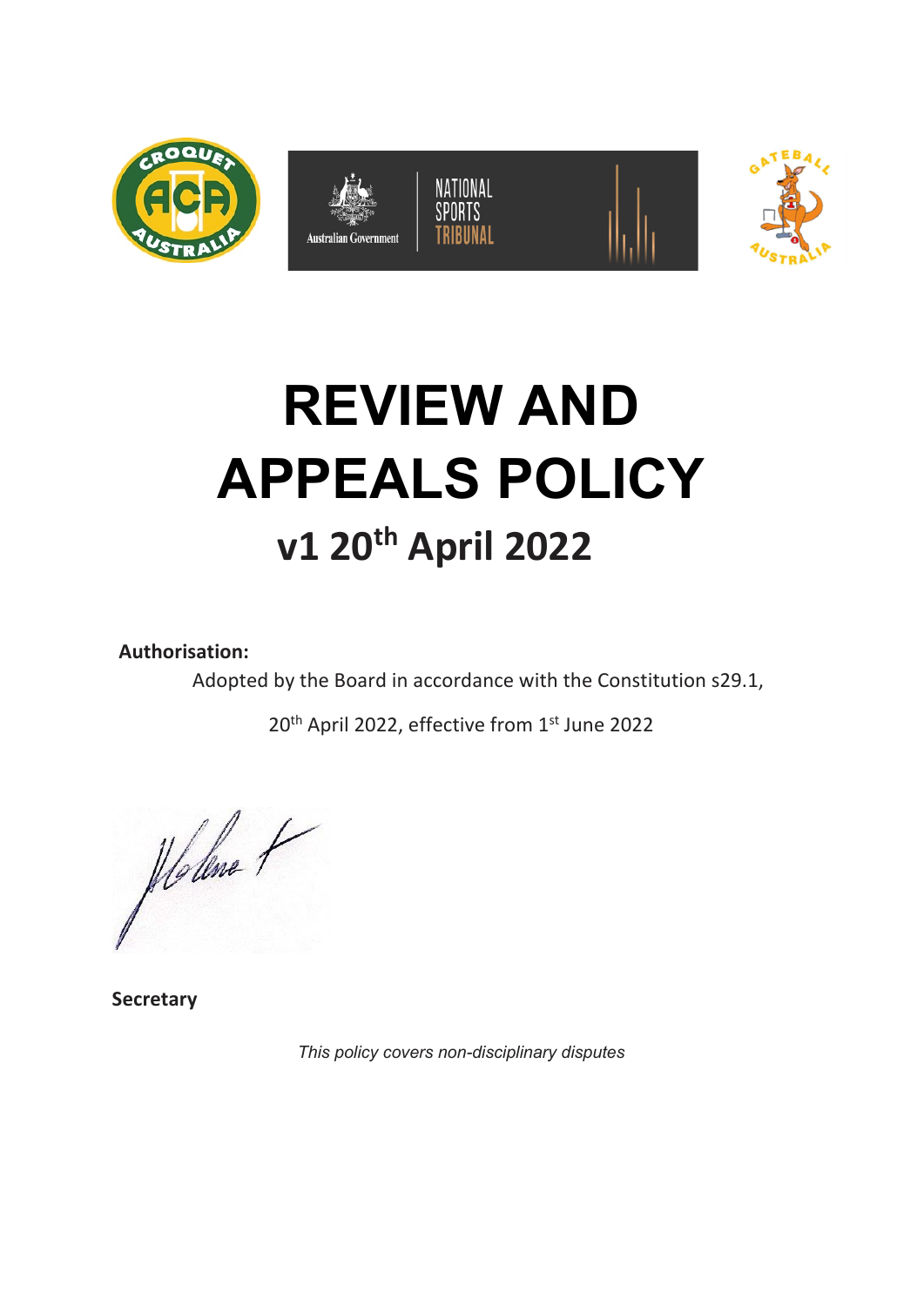# REVIEW AND APPEALS POLICY

## v1 20th April 2022

**Authorisation:**

Adopted by the Board in accordance with the Constitution s29.1,

20th April 2022, effective from 1st June 2022

**Secretary**

*This policy covers non-disciplinary disputes*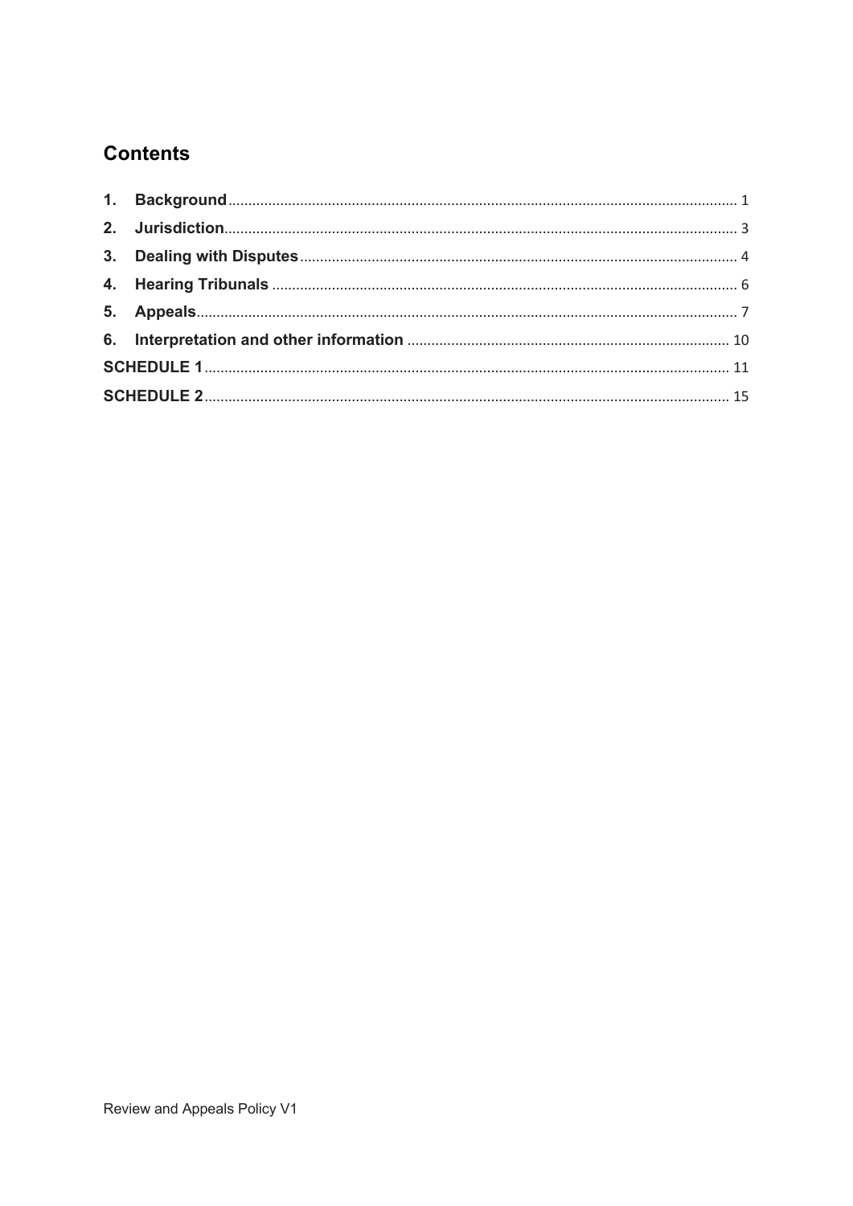## Contents

1. **Background** .......... 1
2. **Jurisdiction** .......... 3
3. **Dealing with Disputes** .......... 4
4. **Hearing Tribunals** .......... 6
5. **Appeals** .......... 7
6. **Interpretation and other information** .......... 10

**SCHEDULE 1** .......... 11

**SCHEDULE 2** .......... 15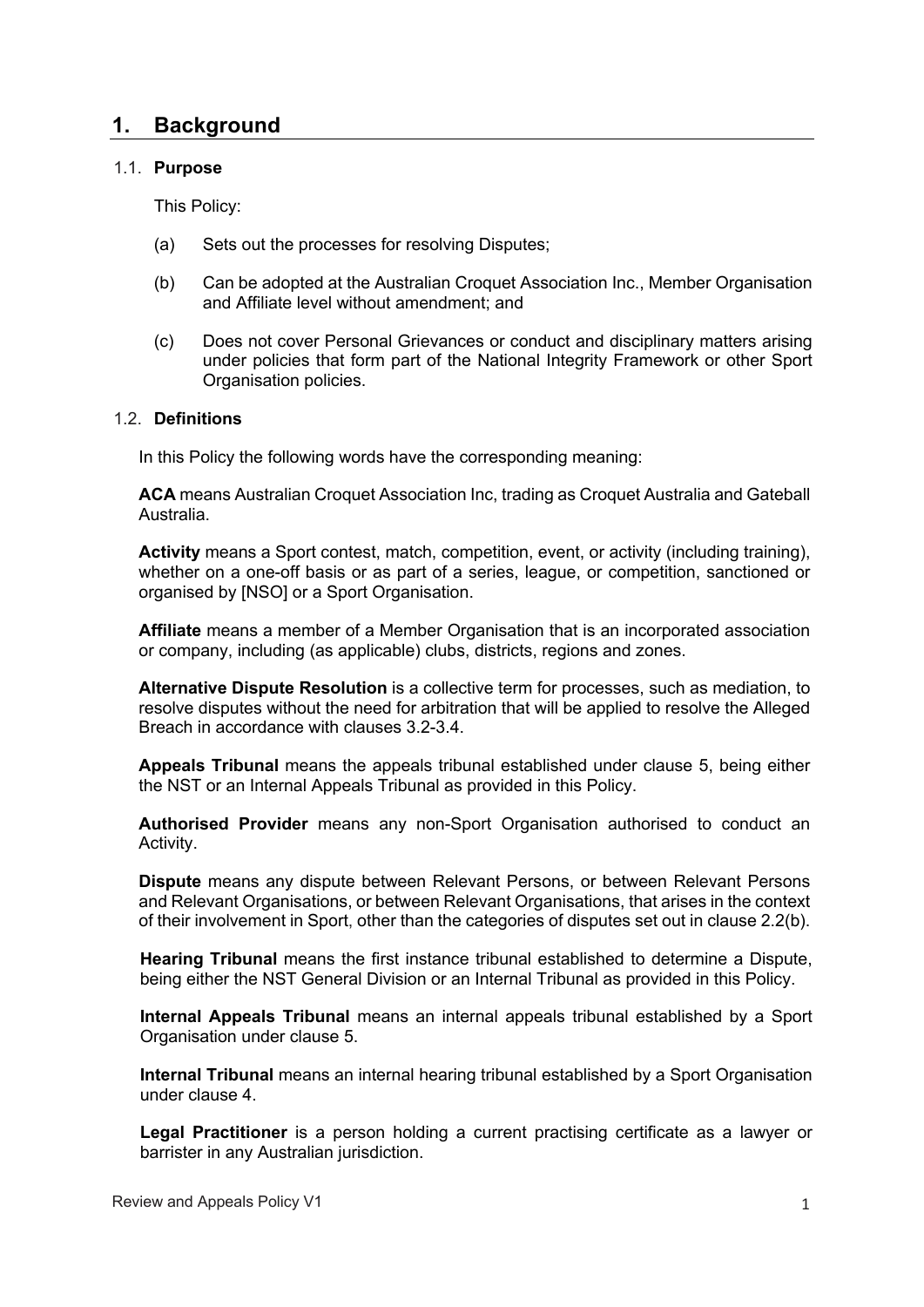# 1. Background

## 1.1. Purpose

This Policy:

(a) Sets out the processes for resolving Disputes;

(b) Can be adopted at the Australian Croquet Association Inc., Member Organisation and Affiliate level without amendment; and

(c) Does not cover Personal Grievances or conduct and disciplinary matters arising under policies that form part of the National Integrity Framework or other Sport Organisation policies.

## 1.2. Definitions

In this Policy the following words have the corresponding meaning:

**ACA** means Australian Croquet Association Inc, trading as Croquet Australia and Gateball Australia.

**Activity** means a Sport contest, match, competition, event, or activity (including training), whether on a one-off basis or as part of a series, league, or competition, sanctioned or organised by [NSO] or a Sport Organisation.

**Affiliate** means a member of a Member Organisation that is an incorporated association or company, including (as applicable) clubs, districts, regions and zones.

**Alternative Dispute Resolution** is a collective term for processes, such as mediation, to resolve disputes without the need for arbitration that will be applied to resolve the Alleged Breach in accordance with clauses 3.2-3.4.

**Appeals Tribunal** means the appeals tribunal established under clause 5, being either the NST or an Internal Appeals Tribunal as provided in this Policy.

**Authorised Provider** means any non-Sport Organisation authorised to conduct an Activity.

**Dispute** means any dispute between Relevant Persons, or between Relevant Persons and Relevant Organisations, or between Relevant Organisations, that arises in the context of their involvement in Sport, other than the categories of disputes set out in clause 2.2(b).

**Hearing Tribunal** means the first instance tribunal established to determine a Dispute, being either the NST General Division or an Internal Tribunal as provided in this Policy.

**Internal Appeals Tribunal** means an internal appeals tribunal established by a Sport Organisation under clause 5.

**Internal Tribunal** means an internal hearing tribunal established by a Sport Organisation under clause 4.

**Legal Practitioner** is a person holding a current practising certificate as a lawyer or barrister in any Australian jurisdiction.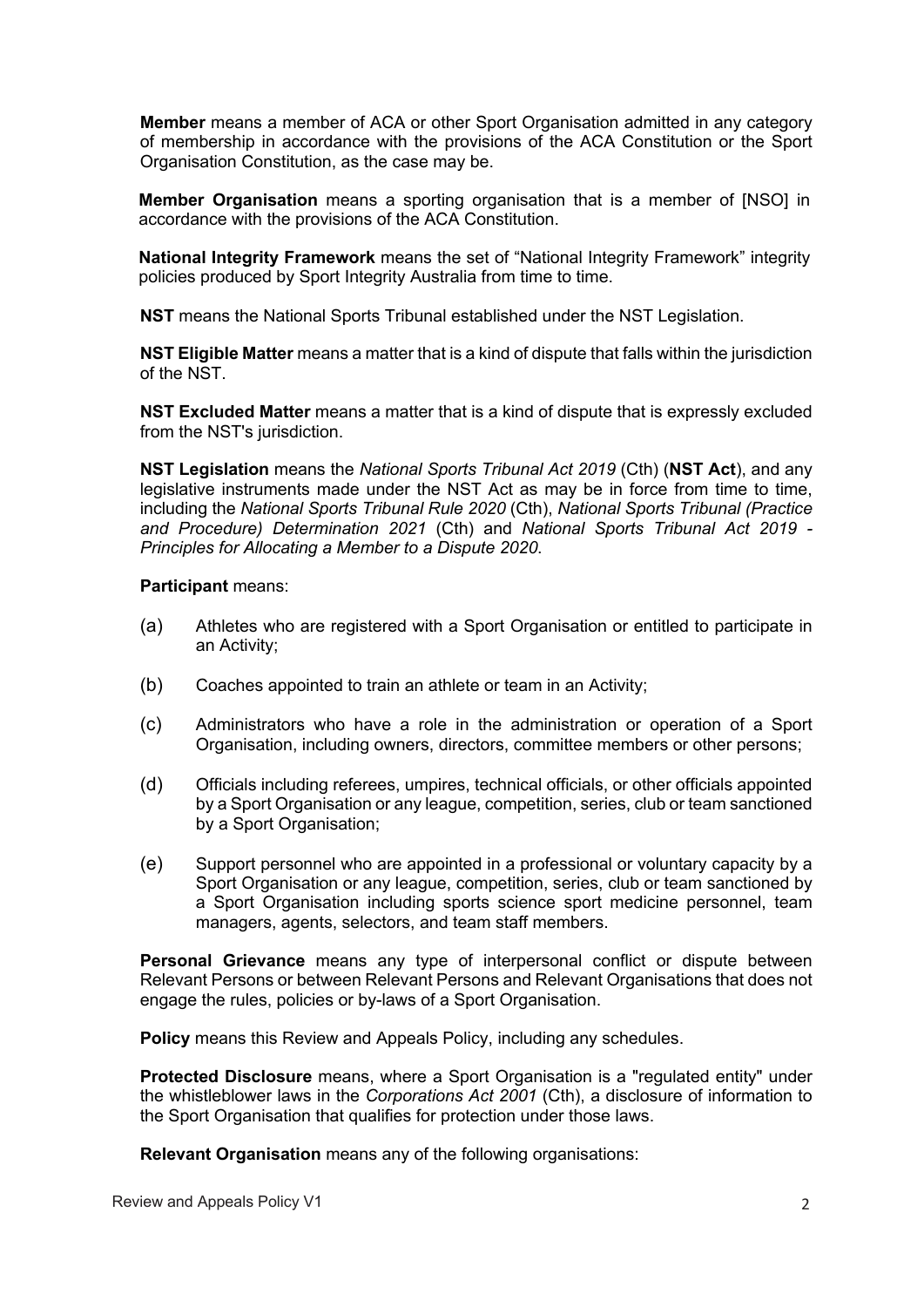**Member** means a member of ACA or other Sport Organisation admitted in any category of membership in accordance with the provisions of the ACA Constitution or the Sport Organisation Constitution, as the case may be.

**Member Organisation** means a sporting organisation that is a member of [NSO] in accordance with the provisions of the ACA Constitution.

**National Integrity Framework** means the set of "National Integrity Framework" integrity policies produced by Sport Integrity Australia from time to time.

**NST** means the National Sports Tribunal established under the NST Legislation.

**NST Eligible Matter** means a matter that is a kind of dispute that falls within the jurisdiction of the NST.

**NST Excluded Matter** means a matter that is a kind of dispute that is expressly excluded from the NST's jurisdiction.

**NST Legislation** means the *National Sports Tribunal Act 2019* (Cth) (**NST Act**), and any legislative instruments made under the NST Act as may be in force from time to time, including the *National Sports Tribunal Rule 2020* (Cth), *National Sports Tribunal (Practice and Procedure) Determination 2021* (Cth) and *National Sports Tribunal Act 2019 - Principles for Allocating a Member to a Dispute 2020*.

**Participant** means:

(a) Athletes who are registered with a Sport Organisation or entitled to participate in an Activity;

(b) Coaches appointed to train an athlete or team in an Activity;

(c) Administrators who have a role in the administration or operation of a Sport Organisation, including owners, directors, committee members or other persons;

(d) Officials including referees, umpires, technical officials, or other officials appointed by a Sport Organisation or any league, competition, series, club or team sanctioned by a Sport Organisation;

(e) Support personnel who are appointed in a professional or voluntary capacity by a Sport Organisation or any league, competition, series, club or team sanctioned by a Sport Organisation including sports science sport medicine personnel, team managers, agents, selectors, and team staff members.

**Personal Grievance** means any type of interpersonal conflict or dispute between Relevant Persons or between Relevant Persons and Relevant Organisations that does not engage the rules, policies or by-laws of a Sport Organisation.

**Policy** means this Review and Appeals Policy, including any schedules.

**Protected Disclosure** means, where a Sport Organisation is a "regulated entity" under the whistleblower laws in the *Corporations Act 2001* (Cth), a disclosure of information to the Sport Organisation that qualifies for protection under those laws.

**Relevant Organisation** means any of the following organisations: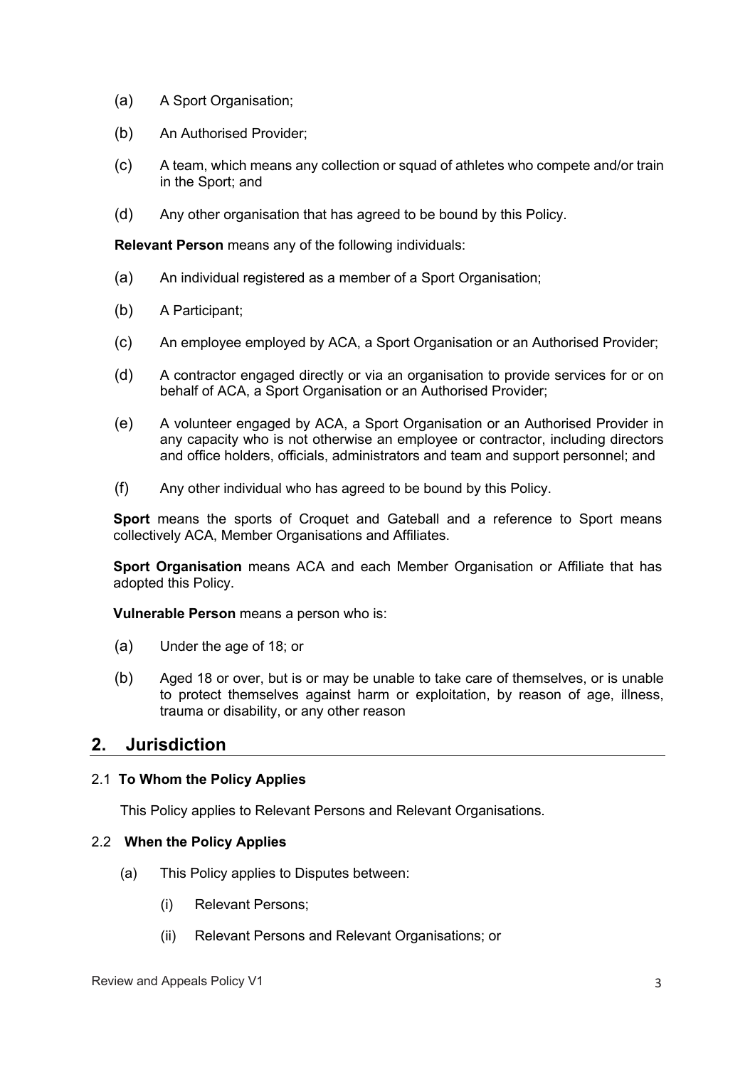(a) A Sport Organisation;

(b) An Authorised Provider;

(c) A team, which means any collection or squad of athletes who compete and/or train in the Sport; and

(d) Any other organisation that has agreed to be bound by this Policy.

**Relevant Person** means any of the following individuals:

(a) An individual registered as a member of a Sport Organisation;

(b) A Participant;

(c) An employee employed by ACA, a Sport Organisation or an Authorised Provider;

(d) A contractor engaged directly or via an organisation to provide services for or on behalf of ACA, a Sport Organisation or an Authorised Provider;

(e) A volunteer engaged by ACA, a Sport Organisation or an Authorised Provider in any capacity who is not otherwise an employee or contractor, including directors and office holders, officials, administrators and team and support personnel; and

(f) Any other individual who has agreed to be bound by this Policy.

**Sport** means the sports of Croquet and Gateball and a reference to Sport means collectively ACA, Member Organisations and Affiliates.

**Sport Organisation** means ACA and each Member Organisation or Affiliate that has adopted this Policy.

**Vulnerable Person** means a person who is:

(a) Under the age of 18; or

(b) Aged 18 or over, but is or may be unable to take care of themselves, or is unable to protect themselves against harm or exploitation, by reason of age, illness, trauma or disability, or any other reason

## 2. Jurisdiction

### 2.1 To Whom the Policy Applies

This Policy applies to Relevant Persons and Relevant Organisations.

### 2.2 When the Policy Applies

(a) This Policy applies to Disputes between:

(i) Relevant Persons;

(ii) Relevant Persons and Relevant Organisations; or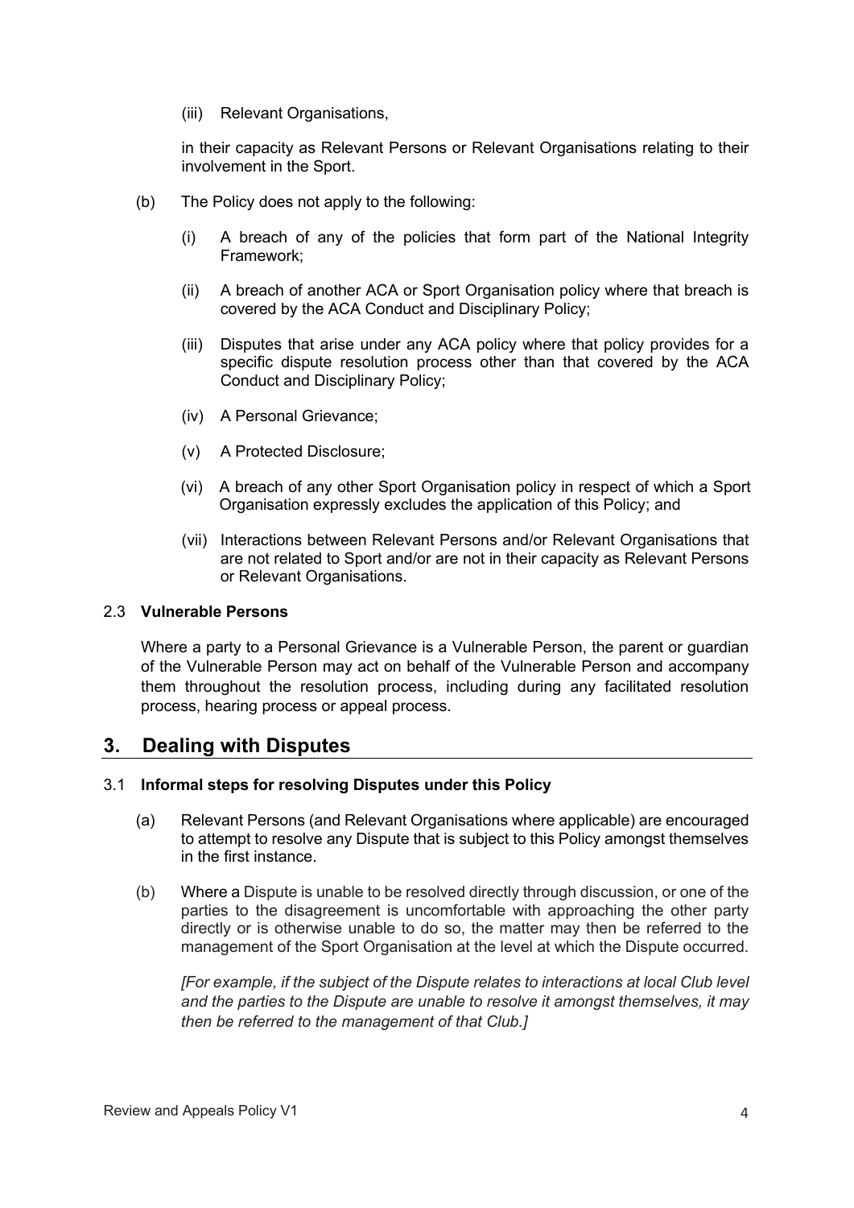(iii) Relevant Organisations,

in their capacity as Relevant Persons or Relevant Organisations relating to their involvement in the Sport.

(b) The Policy does not apply to the following:

(i) A breach of any of the policies that form part of the National Integrity Framework;

(ii) A breach of another ACA or Sport Organisation policy where that breach is covered by the ACA Conduct and Disciplinary Policy;

(iii) Disputes that arise under any ACA policy where that policy provides for a specific dispute resolution process other than that covered by the ACA Conduct and Disciplinary Policy;

(iv) A Personal Grievance;

(v) A Protected Disclosure;

(vi) A breach of any other Sport Organisation policy in respect of which a Sport Organisation expressly excludes the application of this Policy; and

(vii) Interactions between Relevant Persons and/or Relevant Organisations that are not related to Sport and/or are not in their capacity as Relevant Persons or Relevant Organisations.

### 2.3 Vulnerable Persons

Where a party to a Personal Grievance is a Vulnerable Person, the parent or guardian of the Vulnerable Person may act on behalf of the Vulnerable Person and accompany them throughout the resolution process, including during any facilitated resolution process, hearing process or appeal process.

## 3. Dealing with Disputes

### 3.1 Informal steps for resolving Disputes under this Policy

(a) Relevant Persons (and Relevant Organisations where applicable) are encouraged to attempt to resolve any Dispute that is subject to this Policy amongst themselves in the first instance.

(b) Where a Dispute is unable to be resolved directly through discussion, or one of the parties to the disagreement is uncomfortable with approaching the other party directly or is otherwise unable to do so, the matter may then be referred to the management of the Sport Organisation at the level at which the Dispute occurred.

*[For example, if the subject of the Dispute relates to interactions at local Club level and the parties to the Dispute are unable to resolve it amongst themselves, it may then be referred to the management of that Club.]*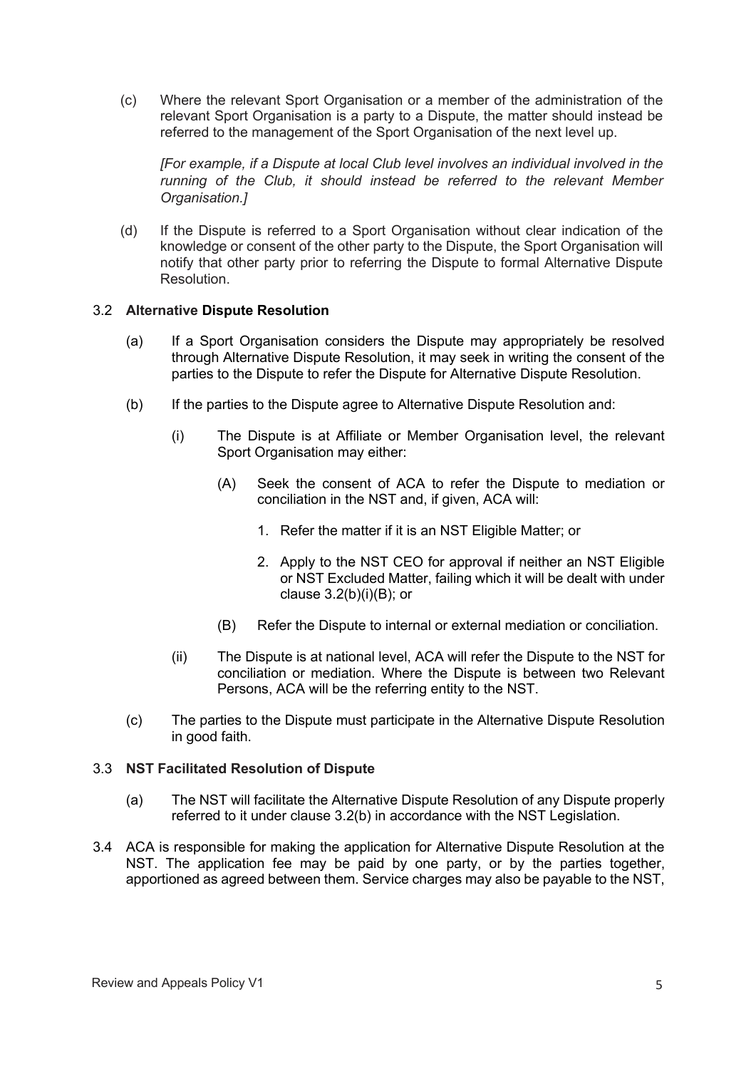(c) Where the relevant Sport Organisation or a member of the administration of the relevant Sport Organisation is a party to a Dispute, the matter should instead be referred to the management of the Sport Organisation of the next level up.

*[For example, if a Dispute at local Club level involves an individual involved in the running of the Club, it should instead be referred to the relevant Member Organisation.]*

(d) If the Dispute is referred to a Sport Organisation without clear indication of the knowledge or consent of the other party to the Dispute, the Sport Organisation will notify that other party prior to referring the Dispute to formal Alternative Dispute Resolution.

### 3.2 **Alternative Dispute Resolution**

(a) If a Sport Organisation considers the Dispute may appropriately be resolved through Alternative Dispute Resolution, it may seek in writing the consent of the parties to the Dispute to refer the Dispute for Alternative Dispute Resolution.

(b) If the parties to the Dispute agree to Alternative Dispute Resolution and:

(i) The Dispute is at Affiliate or Member Organisation level, the relevant Sport Organisation may either:

(A) Seek the consent of ACA to refer the Dispute to mediation or conciliation in the NST and, if given, ACA will:

1. Refer the matter if it is an NST Eligible Matter; or
2. Apply to the NST CEO for approval if neither an NST Eligible or NST Excluded Matter, failing which it will be dealt with under clause 3.2(b)(i)(B); or

(B) Refer the Dispute to internal or external mediation or conciliation.

(ii) The Dispute is at national level, ACA will refer the Dispute to the NST for conciliation or mediation. Where the Dispute is between two Relevant Persons, ACA will be the referring entity to the NST.

(c) The parties to the Dispute must participate in the Alternative Dispute Resolution in good faith.

### 3.3 **NST Facilitated Resolution of Dispute**

(a) The NST will facilitate the Alternative Dispute Resolution of any Dispute properly referred to it under clause 3.2(b) in accordance with the NST Legislation.

3.4 ACA is responsible for making the application for Alternative Dispute Resolution at the NST. The application fee may be paid by one party, or by the parties together, apportioned as agreed between them. Service charges may also be payable to the NST,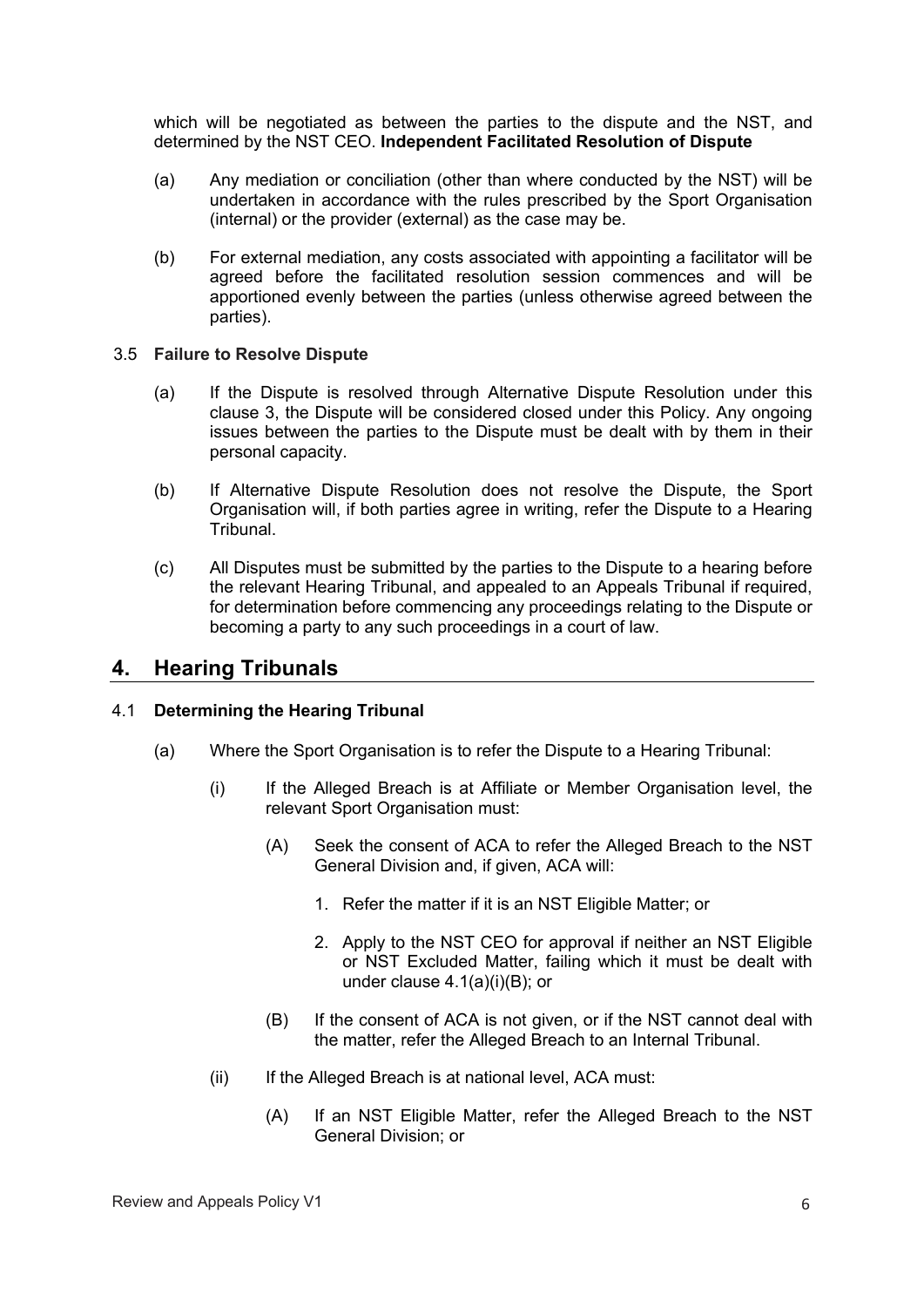which will be negotiated as between the parties to the dispute and the NST, and determined by the NST CEO. **Independent Facilitated Resolution of Dispute**

(a) Any mediation or conciliation (other than where conducted by the NST) will be undertaken in accordance with the rules prescribed by the Sport Organisation (internal) or the provider (external) as the case may be.

(b) For external mediation, any costs associated with appointing a facilitator will be agreed before the facilitated resolution session commences and will be apportioned evenly between the parties (unless otherwise agreed between the parties).

3.5 **Failure to Resolve Dispute**

(a) If the Dispute is resolved through Alternative Dispute Resolution under this clause 3, the Dispute will be considered closed under this Policy. Any ongoing issues between the parties to the Dispute must be dealt with by them in their personal capacity.

(b) If Alternative Dispute Resolution does not resolve the Dispute, the Sport Organisation will, if both parties agree in writing, refer the Dispute to a Hearing Tribunal.

(c) All Disputes must be submitted by the parties to the Dispute to a hearing before the relevant Hearing Tribunal, and appealed to an Appeals Tribunal if required, for determination before commencing any proceedings relating to the Dispute or becoming a party to any such proceedings in a court of law.

## 4. Hearing Tribunals

4.1 **Determining the Hearing Tribunal**

(a) Where the Sport Organisation is to refer the Dispute to a Hearing Tribunal:

(i) If the Alleged Breach is at Affiliate or Member Organisation level, the relevant Sport Organisation must:

(A) Seek the consent of ACA to refer the Alleged Breach to the NST General Division and, if given, ACA will:

1. Refer the matter if it is an NST Eligible Matter; or

2. Apply to the NST CEO for approval if neither an NST Eligible or NST Excluded Matter, failing which it must be dealt with under clause 4.1(a)(i)(B); or

(B) If the consent of ACA is not given, or if the NST cannot deal with the matter, refer the Alleged Breach to an Internal Tribunal.

(ii) If the Alleged Breach is at national level, ACA must:

(A) If an NST Eligible Matter, refer the Alleged Breach to the NST General Division; or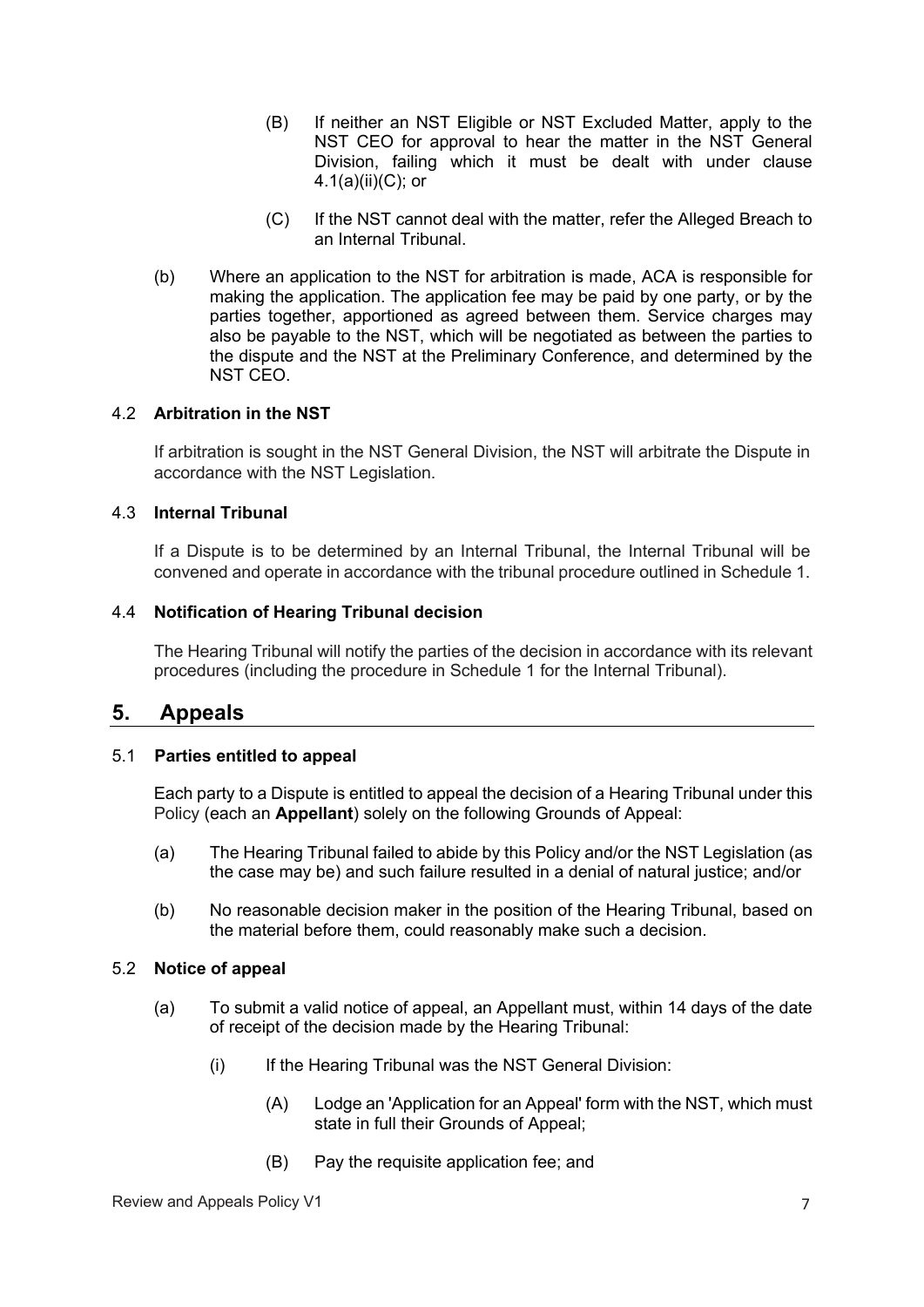(B) If neither an NST Eligible or NST Excluded Matter, apply to the NST CEO for approval to hear the matter in the NST General Division, failing which it must be dealt with under clause 4.1(a)(ii)(C); or

(C) If the NST cannot deal with the matter, refer the Alleged Breach to an Internal Tribunal.

(b) Where an application to the NST for arbitration is made, ACA is responsible for making the application. The application fee may be paid by one party, or by the parties together, apportioned as agreed between them. Service charges may also be payable to the NST, which will be negotiated as between the parties to the dispute and the NST at the Preliminary Conference, and determined by the NST CEO.

### 4.2 Arbitration in the NST

If arbitration is sought in the NST General Division, the NST will arbitrate the Dispute in accordance with the NST Legislation.

### 4.3 Internal Tribunal

If a Dispute is to be determined by an Internal Tribunal, the Internal Tribunal will be convened and operate in accordance with the tribunal procedure outlined in Schedule 1.

### 4.4 Notification of Hearing Tribunal decision

The Hearing Tribunal will notify the parties of the decision in accordance with its relevant procedures (including the procedure in Schedule 1 for the Internal Tribunal).

## 5. Appeals

### 5.1 Parties entitled to appeal

Each party to a Dispute is entitled to appeal the decision of a Hearing Tribunal under this Policy (each an **Appellant**) solely on the following Grounds of Appeal:

(a) The Hearing Tribunal failed to abide by this Policy and/or the NST Legislation (as the case may be) and such failure resulted in a denial of natural justice; and/or

(b) No reasonable decision maker in the position of the Hearing Tribunal, based on the material before them, could reasonably make such a decision.

### 5.2 Notice of appeal

(a) To submit a valid notice of appeal, an Appellant must, within 14 days of the date of receipt of the decision made by the Hearing Tribunal:

(i) If the Hearing Tribunal was the NST General Division:

(A) Lodge an 'Application for an Appeal' form with the NST, which must state in full their Grounds of Appeal;

(B) Pay the requisite application fee; and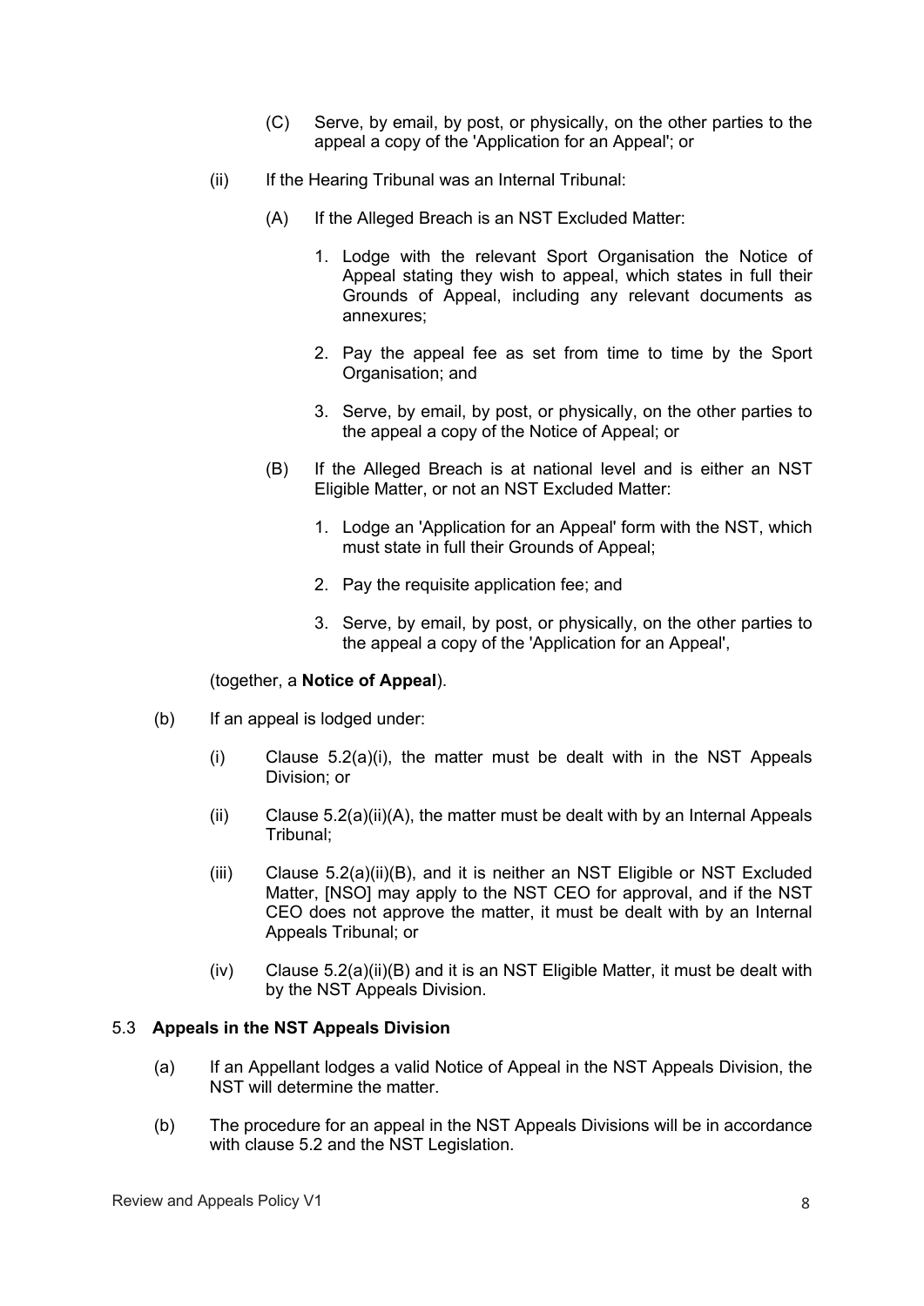(C) Serve, by email, by post, or physically, on the other parties to the appeal a copy of the 'Application for an Appeal'; or

(ii) If the Hearing Tribunal was an Internal Tribunal:

(A) If the Alleged Breach is an NST Excluded Matter:

1. Lodge with the relevant Sport Organisation the Notice of Appeal stating they wish to appeal, which states in full their Grounds of Appeal, including any relevant documents as annexures;

2. Pay the appeal fee as set from time to time by the Sport Organisation; and

3. Serve, by email, by post, or physically, on the other parties to the appeal a copy of the Notice of Appeal; or

(B) If the Alleged Breach is at national level and is either an NST Eligible Matter, or not an NST Excluded Matter:

1. Lodge an 'Application for an Appeal' form with the NST, which must state in full their Grounds of Appeal;

2. Pay the requisite application fee; and

3. Serve, by email, by post, or physically, on the other parties to the appeal a copy of the 'Application for an Appeal',

(together, a **Notice of Appeal**).

(b) If an appeal is lodged under:

(i) Clause 5.2(a)(i), the matter must be dealt with in the NST Appeals Division; or

(ii) Clause 5.2(a)(ii)(A), the matter must be dealt with by an Internal Appeals Tribunal;

(iii) Clause 5.2(a)(ii)(B), and it is neither an NST Eligible or NST Excluded Matter, [NSO] may apply to the NST CEO for approval, and if the NST CEO does not approve the matter, it must be dealt with by an Internal Appeals Tribunal; or

(iv) Clause 5.2(a)(ii)(B) and it is an NST Eligible Matter, it must be dealt with by the NST Appeals Division.

### 5.3 Appeals in the NST Appeals Division

(a) If an Appellant lodges a valid Notice of Appeal in the NST Appeals Division, the NST will determine the matter.

(b) The procedure for an appeal in the NST Appeals Divisions will be in accordance with clause 5.2 and the NST Legislation.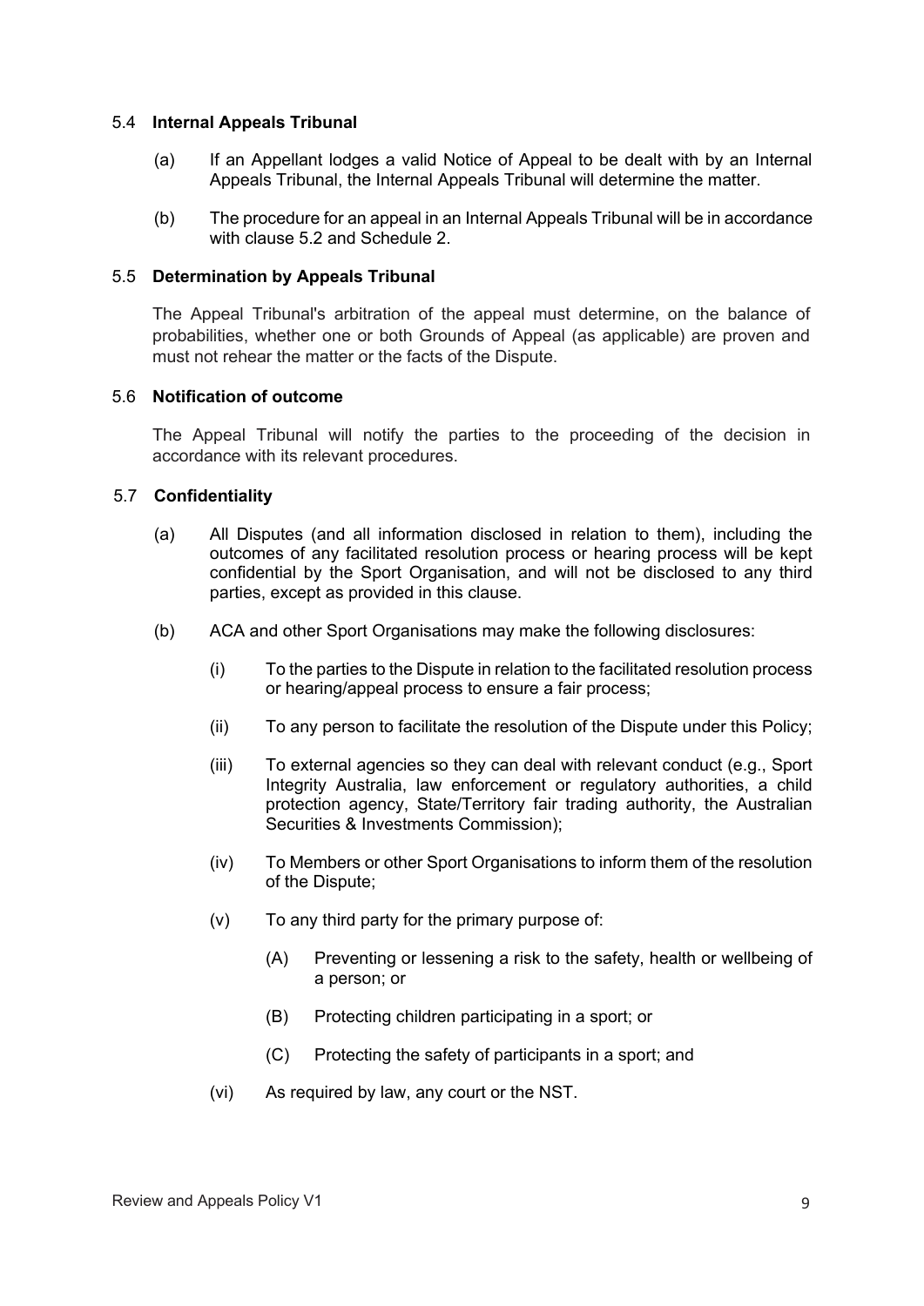### 5.4 Internal Appeals Tribunal

(a) If an Appellant lodges a valid Notice of Appeal to be dealt with by an Internal Appeals Tribunal, the Internal Appeals Tribunal will determine the matter.

(b) The procedure for an appeal in an Internal Appeals Tribunal will be in accordance with clause 5.2 and Schedule 2.

### 5.5 Determination by Appeals Tribunal

The Appeal Tribunal's arbitration of the appeal must determine, on the balance of probabilities, whether one or both Grounds of Appeal (as applicable) are proven and must not rehear the matter or the facts of the Dispute.

### 5.6 Notification of outcome

The Appeal Tribunal will notify the parties to the proceeding of the decision in accordance with its relevant procedures.

### 5.7 Confidentiality

(a) All Disputes (and all information disclosed in relation to them), including the outcomes of any facilitated resolution process or hearing process will be kept confidential by the Sport Organisation, and will not be disclosed to any third parties, except as provided in this clause.

(b) ACA and other Sport Organisations may make the following disclosures:

(i) To the parties to the Dispute in relation to the facilitated resolution process or hearing/appeal process to ensure a fair process;

(ii) To any person to facilitate the resolution of the Dispute under this Policy;

(iii) To external agencies so they can deal with relevant conduct (e.g., Sport Integrity Australia, law enforcement or regulatory authorities, a child protection agency, State/Territory fair trading authority, the Australian Securities & Investments Commission);

(iv) To Members or other Sport Organisations to inform them of the resolution of the Dispute;

(v) To any third party for the primary purpose of:

(A) Preventing or lessening a risk to the safety, health or wellbeing of a person; or

(B) Protecting children participating in a sport; or

(C) Protecting the safety of participants in a sport; and

(vi) As required by law, any court or the NST.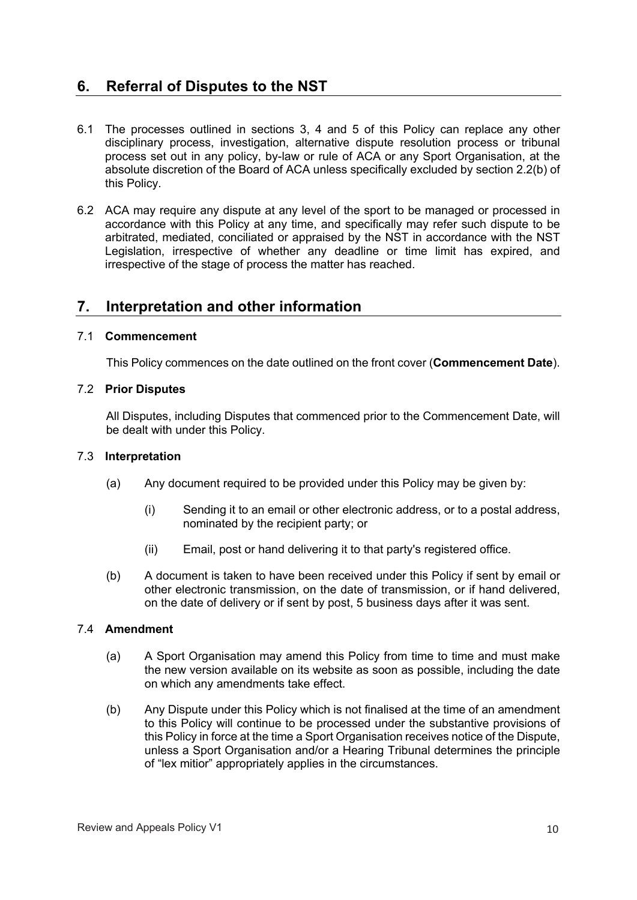## 6. Referral of Disputes to the NST

6.1 The processes outlined in sections 3, 4 and 5 of this Policy can replace any other disciplinary process, investigation, alternative dispute resolution process or tribunal process set out in any policy, by-law or rule of ACA or any Sport Organisation, at the absolute discretion of the Board of ACA unless specifically excluded by section 2.2(b) of this Policy.

6.2 ACA may require any dispute at any level of the sport to be managed or processed in accordance with this Policy at any time, and specifically may refer such dispute to be arbitrated, mediated, conciliated or appraised by the NST in accordance with the NST Legislation, irrespective of whether any deadline or time limit has expired, and irrespective of the stage of process the matter has reached.

## 7. Interpretation and other information

### 7.1 Commencement

This Policy commences on the date outlined on the front cover (**Commencement Date**).

### 7.2 Prior Disputes

All Disputes, including Disputes that commenced prior to the Commencement Date, will be dealt with under this Policy.

### 7.3 Interpretation

(a) Any document required to be provided under this Policy may be given by:

(i) Sending it to an email or other electronic address, or to a postal address, nominated by the recipient party; or

(ii) Email, post or hand delivering it to that party's registered office.

(b) A document is taken to have been received under this Policy if sent by email or other electronic transmission, on the date of transmission, or if hand delivered, on the date of delivery or if sent by post, 5 business days after it was sent.

### 7.4 Amendment

(a) A Sport Organisation may amend this Policy from time to time and must make the new version available on its website as soon as possible, including the date on which any amendments take effect.

(b) Any Dispute under this Policy which is not finalised at the time of an amendment to this Policy will continue to be processed under the substantive provisions of this Policy in force at the time a Sport Organisation receives notice of the Dispute, unless a Sport Organisation and/or a Hearing Tribunal determines the principle of "lex mitior" appropriately applies in the circumstances.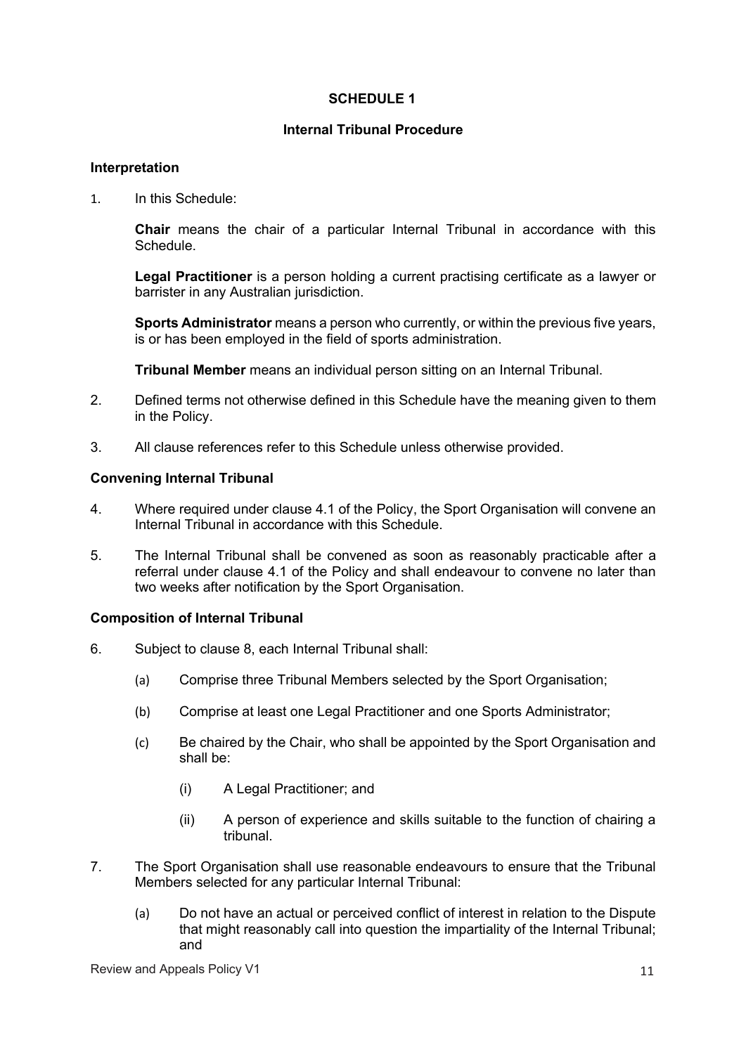# SCHEDULE 1

## Internal Tribunal Procedure

### Interpretation

1. In this Schedule:

   **Chair** means the chair of a particular Internal Tribunal in accordance with this Schedule.

   **Legal Practitioner** is a person holding a current practising certificate as a lawyer or barrister in any Australian jurisdiction.

   **Sports Administrator** means a person who currently, or within the previous five years, is or has been employed in the field of sports administration.

   **Tribunal Member** means an individual person sitting on an Internal Tribunal.

2. Defined terms not otherwise defined in this Schedule have the meaning given to them in the Policy.

3. All clause references refer to this Schedule unless otherwise provided.

### Convening Internal Tribunal

4. Where required under clause 4.1 of the Policy, the Sport Organisation will convene an Internal Tribunal in accordance with this Schedule.

5. The Internal Tribunal shall be convened as soon as reasonably practicable after a referral under clause 4.1 of the Policy and shall endeavour to convene no later than two weeks after notification by the Sport Organisation.

### Composition of Internal Tribunal

6. Subject to clause 8, each Internal Tribunal shall:

   (a) Comprise three Tribunal Members selected by the Sport Organisation;

   (b) Comprise at least one Legal Practitioner and one Sports Administrator;

   (c) Be chaired by the Chair, who shall be appointed by the Sport Organisation and shall be:

      (i) A Legal Practitioner; and

      (ii) A person of experience and skills suitable to the function of chairing a tribunal.

7. The Sport Organisation shall use reasonable endeavours to ensure that the Tribunal Members selected for any particular Internal Tribunal:

   (a) Do not have an actual or perceived conflict of interest in relation to the Dispute that might reasonably call into question the impartiality of the Internal Tribunal; and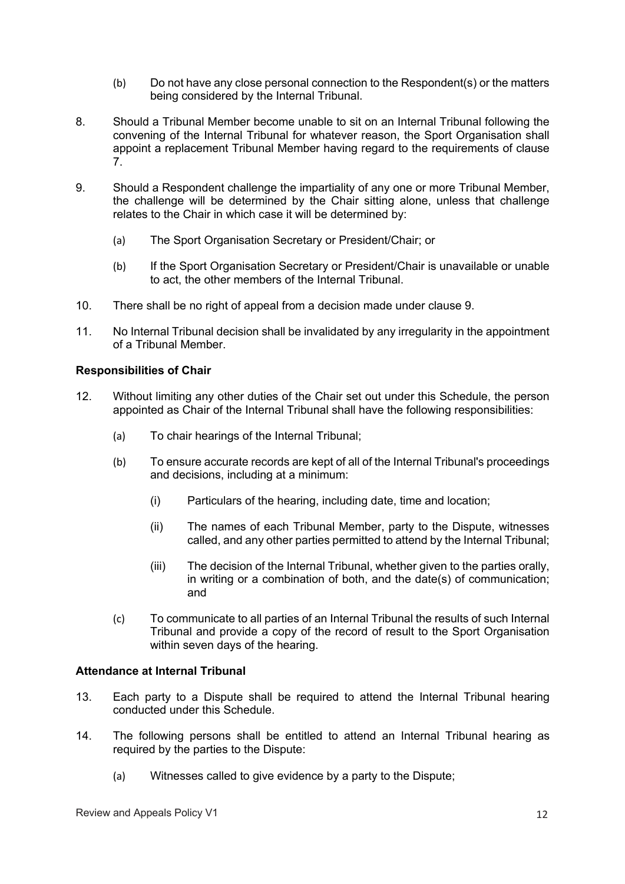(b) Do not have any close personal connection to the Respondent(s) or the matters being considered by the Internal Tribunal.

8. Should a Tribunal Member become unable to sit on an Internal Tribunal following the convening of the Internal Tribunal for whatever reason, the Sport Organisation shall appoint a replacement Tribunal Member having regard to the requirements of clause 7.

9. Should a Respondent challenge the impartiality of any one or more Tribunal Member, the challenge will be determined by the Chair sitting alone, unless that challenge relates to the Chair in which case it will be determined by:

   (a) The Sport Organisation Secretary or President/Chair; or

   (b) If the Sport Organisation Secretary or President/Chair is unavailable or unable to act, the other members of the Internal Tribunal.

10. There shall be no right of appeal from a decision made under clause 9.

11. No Internal Tribunal decision shall be invalidated by any irregularity in the appointment of a Tribunal Member.

**Responsibilities of Chair**

12. Without limiting any other duties of the Chair set out under this Schedule, the person appointed as Chair of the Internal Tribunal shall have the following responsibilities:

   (a) To chair hearings of the Internal Tribunal;

   (b) To ensure accurate records are kept of all of the Internal Tribunal's proceedings and decisions, including at a minimum:

      (i) Particulars of the hearing, including date, time and location;

      (ii) The names of each Tribunal Member, party to the Dispute, witnesses called, and any other parties permitted to attend by the Internal Tribunal;

      (iii) The decision of the Internal Tribunal, whether given to the parties orally, in writing or a combination of both, and the date(s) of communication; and

   (c) To communicate to all parties of an Internal Tribunal the results of such Internal Tribunal and provide a copy of the record of result to the Sport Organisation within seven days of the hearing.

**Attendance at Internal Tribunal**

13. Each party to a Dispute shall be required to attend the Internal Tribunal hearing conducted under this Schedule.

14. The following persons shall be entitled to attend an Internal Tribunal hearing as required by the parties to the Dispute:

   (a) Witnesses called to give evidence by a party to the Dispute;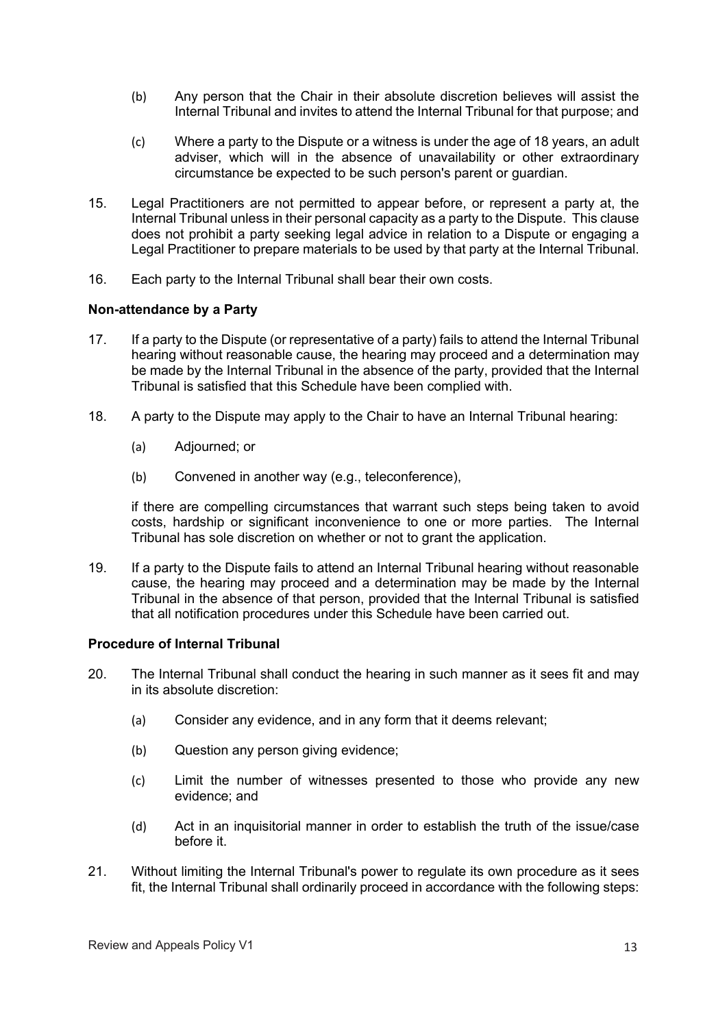(b) Any person that the Chair in their absolute discretion believes will assist the Internal Tribunal and invites to attend the Internal Tribunal for that purpose; and

(c) Where a party to the Dispute or a witness is under the age of 18 years, an adult adviser, which will in the absence of unavailability or other extraordinary circumstance be expected to be such person's parent or guardian.

15. Legal Practitioners are not permitted to appear before, or represent a party at, the Internal Tribunal unless in their personal capacity as a party to the Dispute. This clause does not prohibit a party seeking legal advice in relation to a Dispute or engaging a Legal Practitioner to prepare materials to be used by that party at the Internal Tribunal.

16. Each party to the Internal Tribunal shall bear their own costs.

**Non-attendance by a Party**

17. If a party to the Dispute (or representative of a party) fails to attend the Internal Tribunal hearing without reasonable cause, the hearing may proceed and a determination may be made by the Internal Tribunal in the absence of the party, provided that the Internal Tribunal is satisfied that this Schedule have been complied with.

18. A party to the Dispute may apply to the Chair to have an Internal Tribunal hearing:

    (a) Adjourned; or

    (b) Convened in another way (e.g., teleconference),

    if there are compelling circumstances that warrant such steps being taken to avoid costs, hardship or significant inconvenience to one or more parties. The Internal Tribunal has sole discretion on whether or not to grant the application.

19. If a party to the Dispute fails to attend an Internal Tribunal hearing without reasonable cause, the hearing may proceed and a determination may be made by the Internal Tribunal in the absence of that person, provided that the Internal Tribunal is satisfied that all notification procedures under this Schedule have been carried out.

**Procedure of Internal Tribunal**

20. The Internal Tribunal shall conduct the hearing in such manner as it sees fit and may in its absolute discretion:

    (a) Consider any evidence, and in any form that it deems relevant;

    (b) Question any person giving evidence;

    (c) Limit the number of witnesses presented to those who provide any new evidence; and

    (d) Act in an inquisitorial manner in order to establish the truth of the issue/case before it.

21. Without limiting the Internal Tribunal's power to regulate its own procedure as it sees fit, the Internal Tribunal shall ordinarily proceed in accordance with the following steps: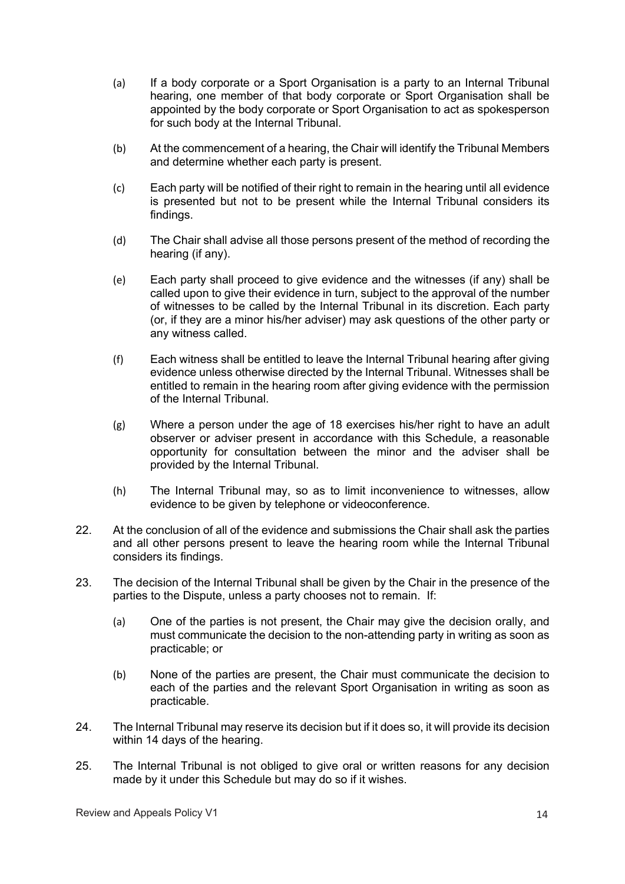(a) If a body corporate or a Sport Organisation is a party to an Internal Tribunal hearing, one member of that body corporate or Sport Organisation shall be appointed by the body corporate or Sport Organisation to act as spokesperson for such body at the Internal Tribunal.

(b) At the commencement of a hearing, the Chair will identify the Tribunal Members and determine whether each party is present.

(c) Each party will be notified of their right to remain in the hearing until all evidence is presented but not to be present while the Internal Tribunal considers its findings.

(d) The Chair shall advise all those persons present of the method of recording the hearing (if any).

(e) Each party shall proceed to give evidence and the witnesses (if any) shall be called upon to give their evidence in turn, subject to the approval of the number of witnesses to be called by the Internal Tribunal in its discretion. Each party (or, if they are a minor his/her adviser) may ask questions of the other party or any witness called.

(f) Each witness shall be entitled to leave the Internal Tribunal hearing after giving evidence unless otherwise directed by the Internal Tribunal. Witnesses shall be entitled to remain in the hearing room after giving evidence with the permission of the Internal Tribunal.

(g) Where a person under the age of 18 exercises his/her right to have an adult observer or adviser present in accordance with this Schedule, a reasonable opportunity for consultation between the minor and the adviser shall be provided by the Internal Tribunal.

(h) The Internal Tribunal may, so as to limit inconvenience to witnesses, allow evidence to be given by telephone or videoconference.

22. At the conclusion of all of the evidence and submissions the Chair shall ask the parties and all other persons present to leave the hearing room while the Internal Tribunal considers its findings.

23. The decision of the Internal Tribunal shall be given by the Chair in the presence of the parties to the Dispute, unless a party chooses not to remain. If:

    (a) One of the parties is not present, the Chair may give the decision orally, and must communicate the decision to the non-attending party in writing as soon as practicable; or

    (b) None of the parties are present, the Chair must communicate the decision to each of the parties and the relevant Sport Organisation in writing as soon as practicable.

24. The Internal Tribunal may reserve its decision but if it does so, it will provide its decision within 14 days of the hearing.

25. The Internal Tribunal is not obliged to give oral or written reasons for any decision made by it under this Schedule but may do so if it wishes.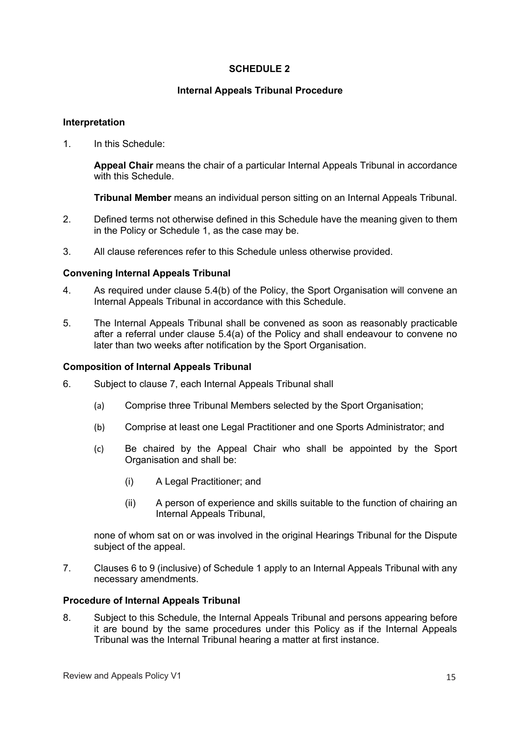## SCHEDULE 2

### Internal Appeals Tribunal Procedure

#### Interpretation

1. In this Schedule:

   **Appeal Chair** means the chair of a particular Internal Appeals Tribunal in accordance with this Schedule.

   **Tribunal Member** means an individual person sitting on an Internal Appeals Tribunal.

2. Defined terms not otherwise defined in this Schedule have the meaning given to them in the Policy or Schedule 1, as the case may be.

3. All clause references refer to this Schedule unless otherwise provided.

#### Convening Internal Appeals Tribunal

4. As required under clause 5.4(b) of the Policy, the Sport Organisation will convene an Internal Appeals Tribunal in accordance with this Schedule.

5. The Internal Appeals Tribunal shall be convened as soon as reasonably practicable after a referral under clause 5.4(a) of the Policy and shall endeavour to convene no later than two weeks after notification by the Sport Organisation.

#### Composition of Internal Appeals Tribunal

6. Subject to clause 7, each Internal Appeals Tribunal shall

   (a) Comprise three Tribunal Members selected by the Sport Organisation;

   (b) Comprise at least one Legal Practitioner and one Sports Administrator; and

   (c) Be chaired by the Appeal Chair who shall be appointed by the Sport Organisation and shall be:

      (i) A Legal Practitioner; and

      (ii) A person of experience and skills suitable to the function of chairing an Internal Appeals Tribunal,

   none of whom sat on or was involved in the original Hearings Tribunal for the Dispute subject of the appeal.

7. Clauses 6 to 9 (inclusive) of Schedule 1 apply to an Internal Appeals Tribunal with any necessary amendments.

#### Procedure of Internal Appeals Tribunal

8. Subject to this Schedule, the Internal Appeals Tribunal and persons appearing before it are bound by the same procedures under this Policy as if the Internal Appeals Tribunal was the Internal Tribunal hearing a matter at first instance.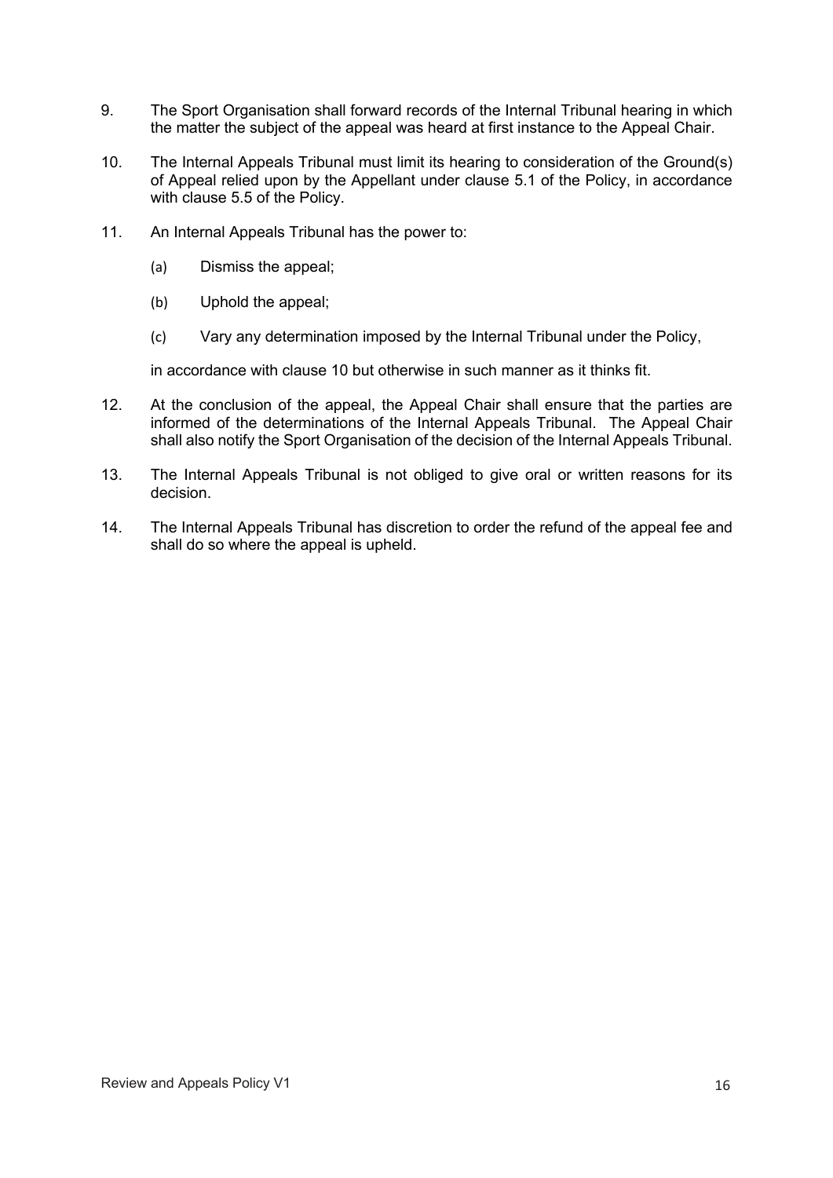9. The Sport Organisation shall forward records of the Internal Tribunal hearing in which the matter the subject of the appeal was heard at first instance to the Appeal Chair.

10. The Internal Appeals Tribunal must limit its hearing to consideration of the Ground(s) of Appeal relied upon by the Appellant under clause 5.1 of the Policy, in accordance with clause 5.5 of the Policy.

11. An Internal Appeals Tribunal has the power to:

    (a) Dismiss the appeal;

    (b) Uphold the appeal;

    (c) Vary any determination imposed by the Internal Tribunal under the Policy,

    in accordance with clause 10 but otherwise in such manner as it thinks fit.

12. At the conclusion of the appeal, the Appeal Chair shall ensure that the parties are informed of the determinations of the Internal Appeals Tribunal. The Appeal Chair shall also notify the Sport Organisation of the decision of the Internal Appeals Tribunal.

13. The Internal Appeals Tribunal is not obliged to give oral or written reasons for its decision.

14. The Internal Appeals Tribunal has discretion to order the refund of the appeal fee and shall do so where the appeal is upheld.